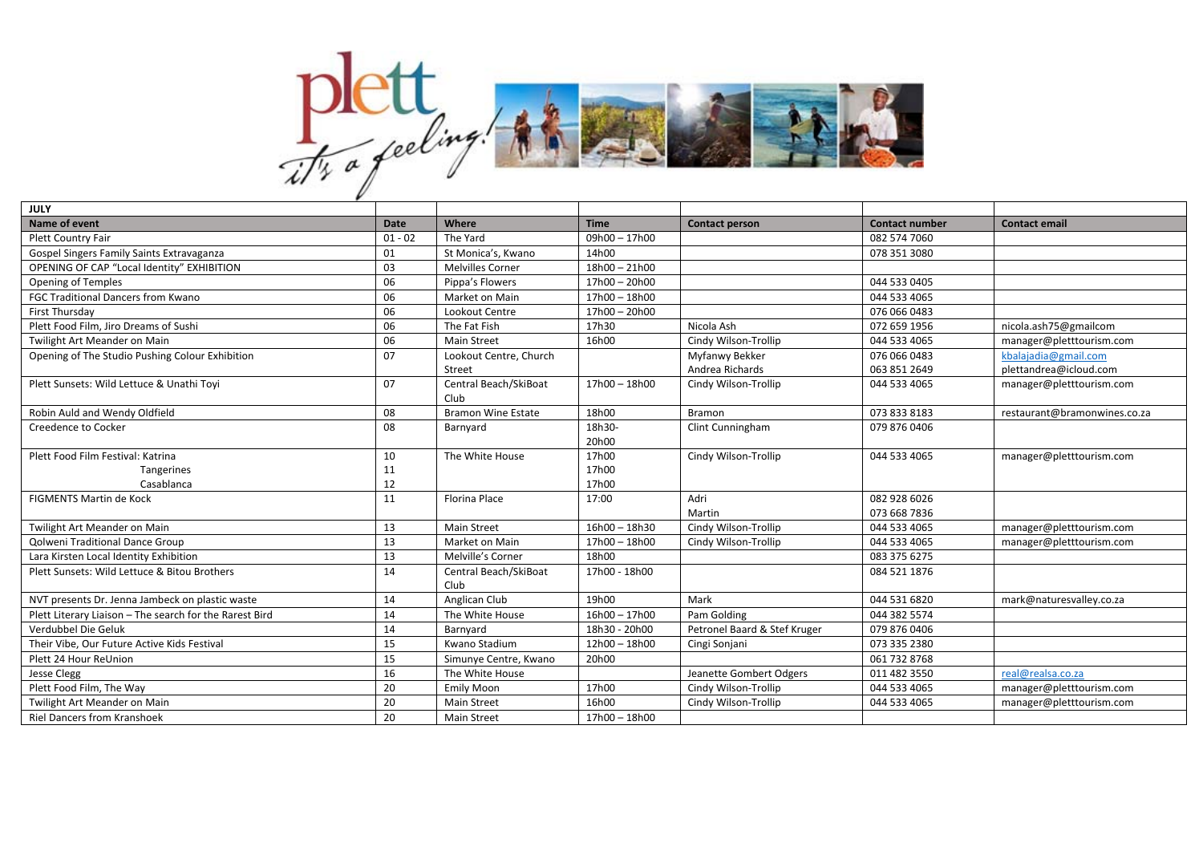| JULY | | | | | | |
|---|---|---|---|---|---|---|
| **Name of event** | **Date** | **Where** | **Time** | **Contact person** | **Contact number** | **Contact email** |
| Plett Country Fair | 01 - 02 | The Yard | 09h00 – 17h00 | | 082 574 7060 | |
| Gospel Singers Family Saints Extravaganza | 01 | St Monica's, Kwano | 14h00 | | 078 351 3080 | |
| OPENING OF CAP "Local Identity" EXHIBITION | 03 | Melvilles Corner | 18h00 – 21h00 | | | |
| Opening of Temples | 06 | Pippa's Flowers | 17h00 – 20h00 | | 044 533 0405 | |
| FGC Traditional Dancers from Kwano | 06 | Market on Main | 17h00 – 18h00 | | 044 533 4065 | |
| First Thursday | 06 | Lookout Centre | 17h00 – 20h00 | | 076 066 0483 | |
| Plett Food Film, Jiro Dreams of Sushi | 06 | The Fat Fish | 17h30 | Nicola Ash | 072 659 1956 | nicola.ash75@gmailcom |
| Twilight Art Meander on Main | 06 | Main Street | 16h00 | Cindy Wilson-Trollip | 044 533 4065 | manager@pletttourism.com |
| Opening of The Studio Pushing Colour Exhibition | 07 | Lookout Centre, Church Street | | Myfanwy Bekker<br>Andrea Richards | 076 066 0483<br>063 851 2649 | kbalajadia@gmail.com<br>plettandrea@icloud.com |
| Plett Sunsets: Wild Lettuce & Unathi Toyi | 07 | Central Beach/SkiBoat Club | 17h00 – 18h00 | Cindy Wilson-Trollip | 044 533 4065 | manager@pletttourism.com |
| Robin Auld and Wendy Oldfield | 08 | Bramon Wine Estate | 18h00 | Bramon | 073 833 8183 | restaurant@bramonwines.co.za |
| Creedence to Cocker | 08 | Barnyard | 18h30-20h00 | Clint Cunningham | 079 876 0406 | |
| Plett Food Film Festival: Katrina<br>Tangerines<br>Casablanca | 10<br>11<br>12 | The White House | 17h00<br>17h00<br>17h00 | Cindy Wilson-Trollip | 044 533 4065 | manager@pletttourism.com |
| FIGMENTS Martin de Kock | 11 | Florina Place | 17:00 | Adri<br>Martin | 082 928 6026<br>073 668 7836 | |
| Twilight Art Meander on Main | 13 | Main Street | 16h00 – 18h30 | Cindy Wilson-Trollip | 044 533 4065 | manager@pletttourism.com |
| Qolweni Traditional Dance Group | 13 | Market on Main | 17h00 – 18h00 | Cindy Wilson-Trollip | 044 533 4065 | manager@pletttourism.com |
| Lara Kirsten Local Identity Exhibition | 13 | Melville's Corner | 18h00 | | 083 375 6275 | |
| Plett Sunsets: Wild Lettuce & Bitou Brothers | 14 | Central Beach/SkiBoat Club | 17h00 - 18h00 | | 084 521 1876 | |
| NVT presents Dr. Jenna Jambeck on plastic waste | 14 | Anglican Club | 19h00 | Mark | 044 531 6820 | mark@naturesvalley.co.za |
| Plett Literary Liaison – The search for the Rarest Bird | 14 | The White House | 16h00 – 17h00 | Pam Golding | 044 382 5574 | |
| Verdubbel Die Geluk | 14 | Barnyard | 18h30 - 20h00 | Petronel Baard & Stef Kruger | 079 876 0406 | |
| Their Vibe, Our Future Active Kids Festival | 15 | Kwano Stadium | 12h00 – 18h00 | Cingi Sonjani | 073 335 2380 | |
| Plett 24 Hour ReUnion | 15 | Simunye Centre, Kwano | 20h00 | | 061 732 8768 | |
| Jesse Clegg | 16 | The White House | | Jeanette Gombert Odgers | 011 482 3550 | real@realsa.co.za |
| Plett Food Film, The Way | 20 | Emily Moon | 17h00 | Cindy Wilson-Trollip | 044 533 4065 | manager@pletttourism.com |
| Twilight Art Meander on Main | 20 | Main Street | 16h00 | Cindy Wilson-Trollip | 044 533 4065 | manager@pletttourism.com |
| Riel Dancers from Kranshoek | 20 | Main Street | 17h00 – 18h00 | | | |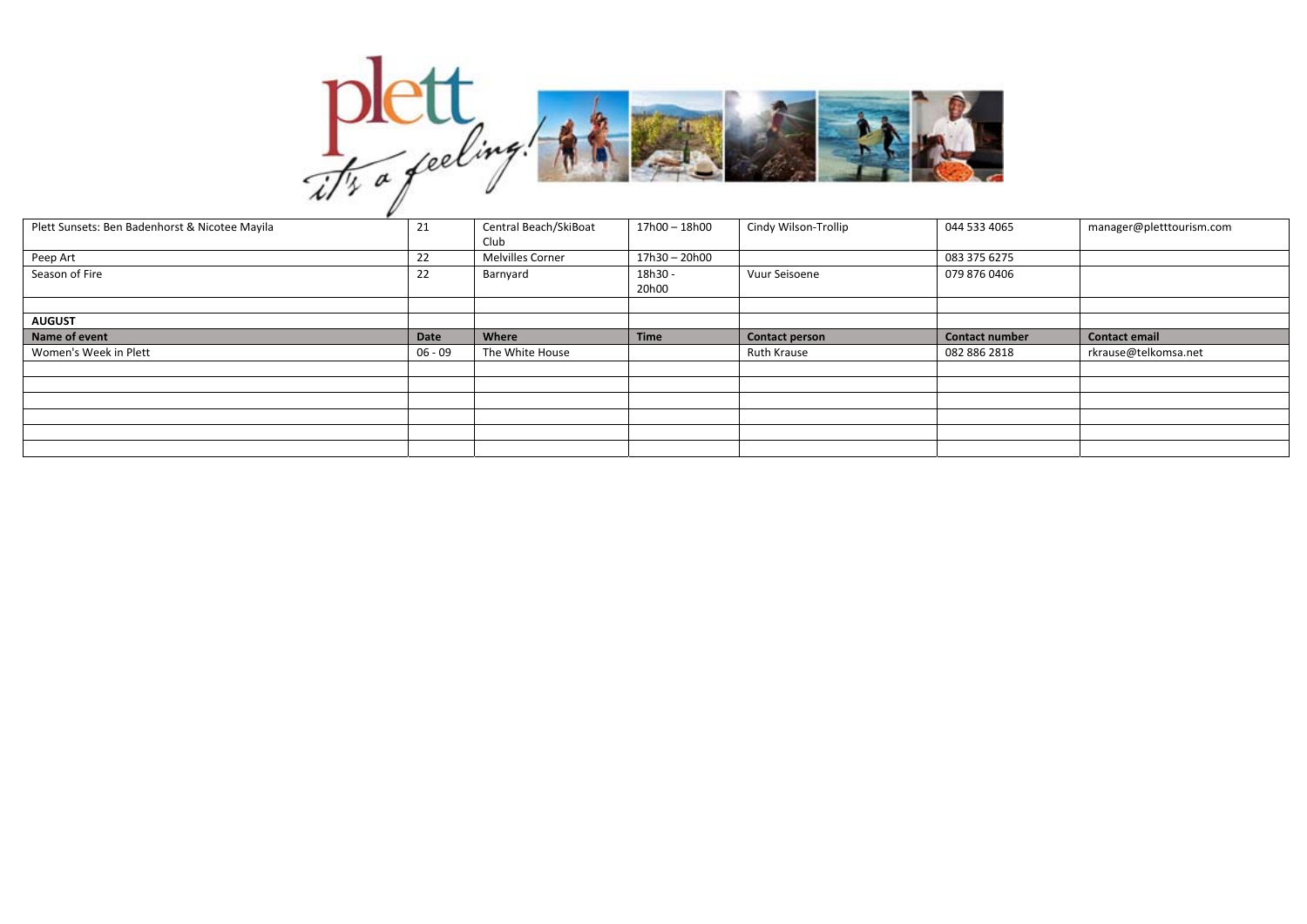| | | | | | | |
|---|---|---|---|---|---|---|
| Plett Sunsets: Ben Badenhorst & Nicotee Mayila | 21 | Central Beach/SkiBoat Club | 17h00 – 18h00 | Cindy Wilson-Trollip | 044 533 4065 | manager@pletttourism.com |
| Peep Art | 22 | Melvilles Corner | 17h30 – 20h00 | | 083 375 6275 | |
| Season of Fire | 22 | Barnyard | 18h30 - 20h00 | Vuur Seisoene | 079 876 0406 | |
| | | | | | | |
| **AUGUST** | | | | | | |
| **Name of event** | **Date** | **Where** | **Time** | **Contact person** | **Contact number** | **Contact email** |
| Women's Week in Plett | 06 - 09 | The White House | | Ruth Krause | 082 886 2818 | rkrause@telkomsa.net |
| | | | | | | |
| | | | | | | |
| | | | | | | |
| | | | | | | |
| | | | | | | |
| | | | | | | |